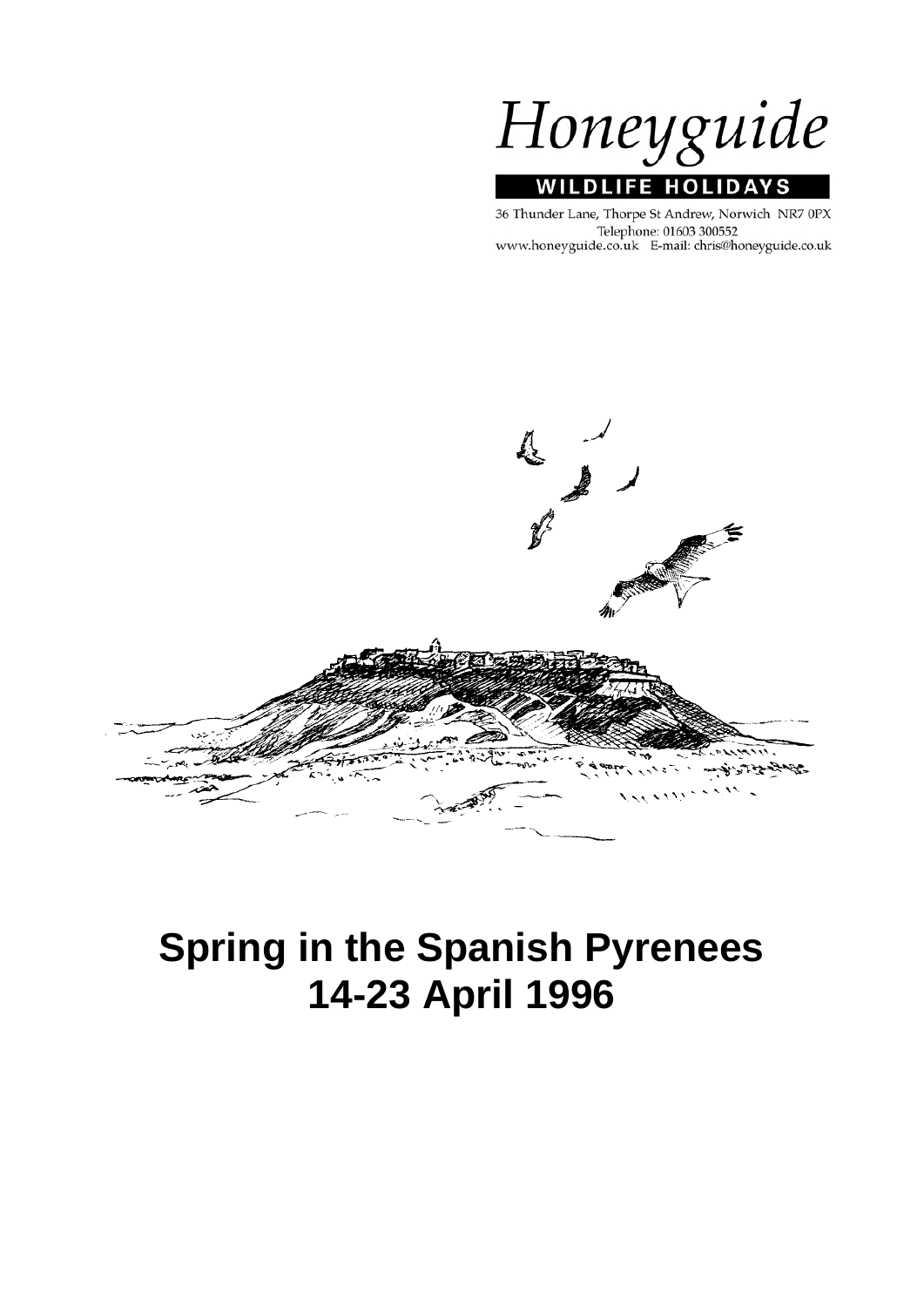Honeyguide

**WILDLIFE HOLIDAYS**

36 Thunder Lane, Thorpe St Andrew, Norwich NR7 0PX
Telephone: 01603 300552
www.honeyguide.co.uk E-mail: chris@honeyguide.co.uk

# Spring in the Spanish Pyrenees
# 14-23 April 1996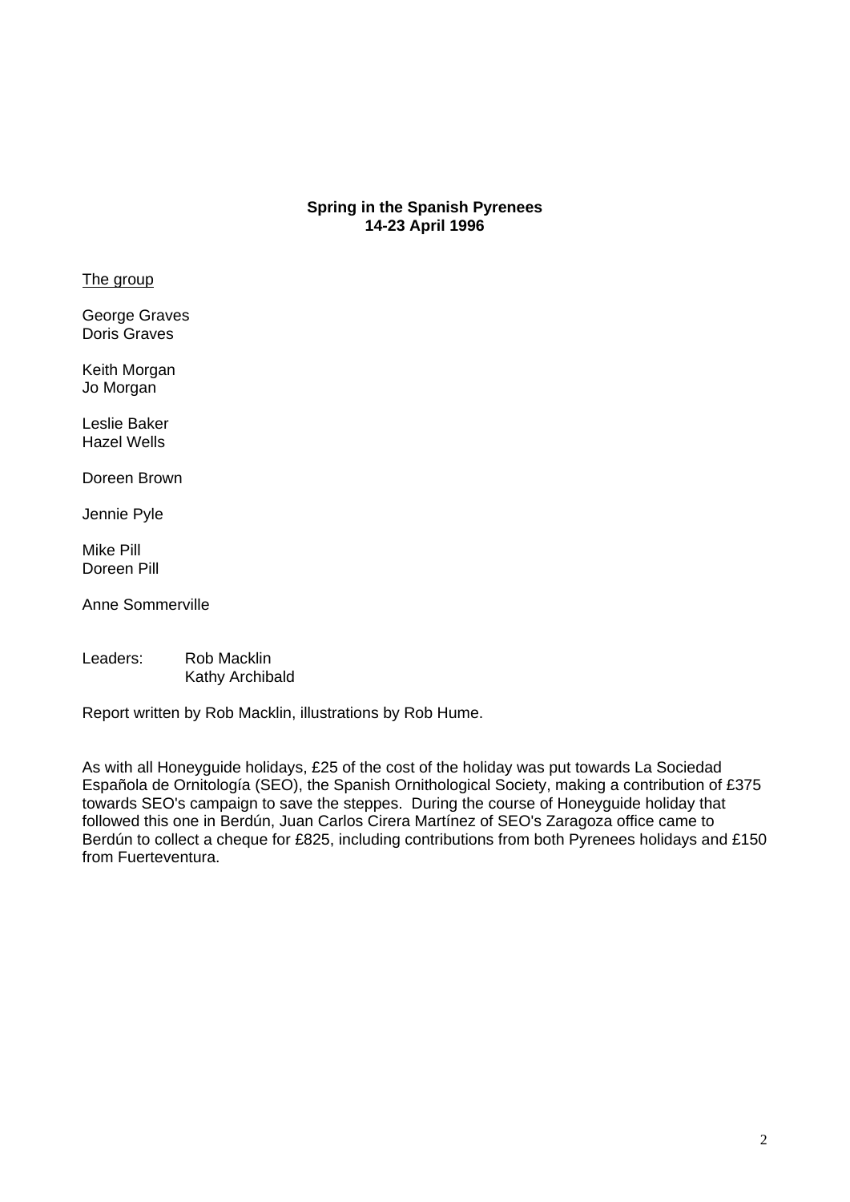**Spring in the Spanish Pyrenees**
**14-23 April 1996**

The group

George Graves
Doris Graves

Keith Morgan
Jo Morgan

Leslie Baker
Hazel Wells

Doreen Brown

Jennie Pyle

Mike Pill
Doreen Pill

Anne Sommerville

Leaders: Rob Macklin
Kathy Archibald

Report written by Rob Macklin, illustrations by Rob Hume.

As with all Honeyguide holidays, £25 of the cost of the holiday was put towards La Sociedad Española de Ornitología (SEO), the Spanish Ornithological Society, making a contribution of £375 towards SEO's campaign to save the steppes. During the course of Honeyguide holiday that followed this one in Berdún, Juan Carlos Cirera Martínez of SEO's Zaragoza office came to Berdún to collect a cheque for £825, including contributions from both Pyrenees holidays and £150 from Fuerteventura.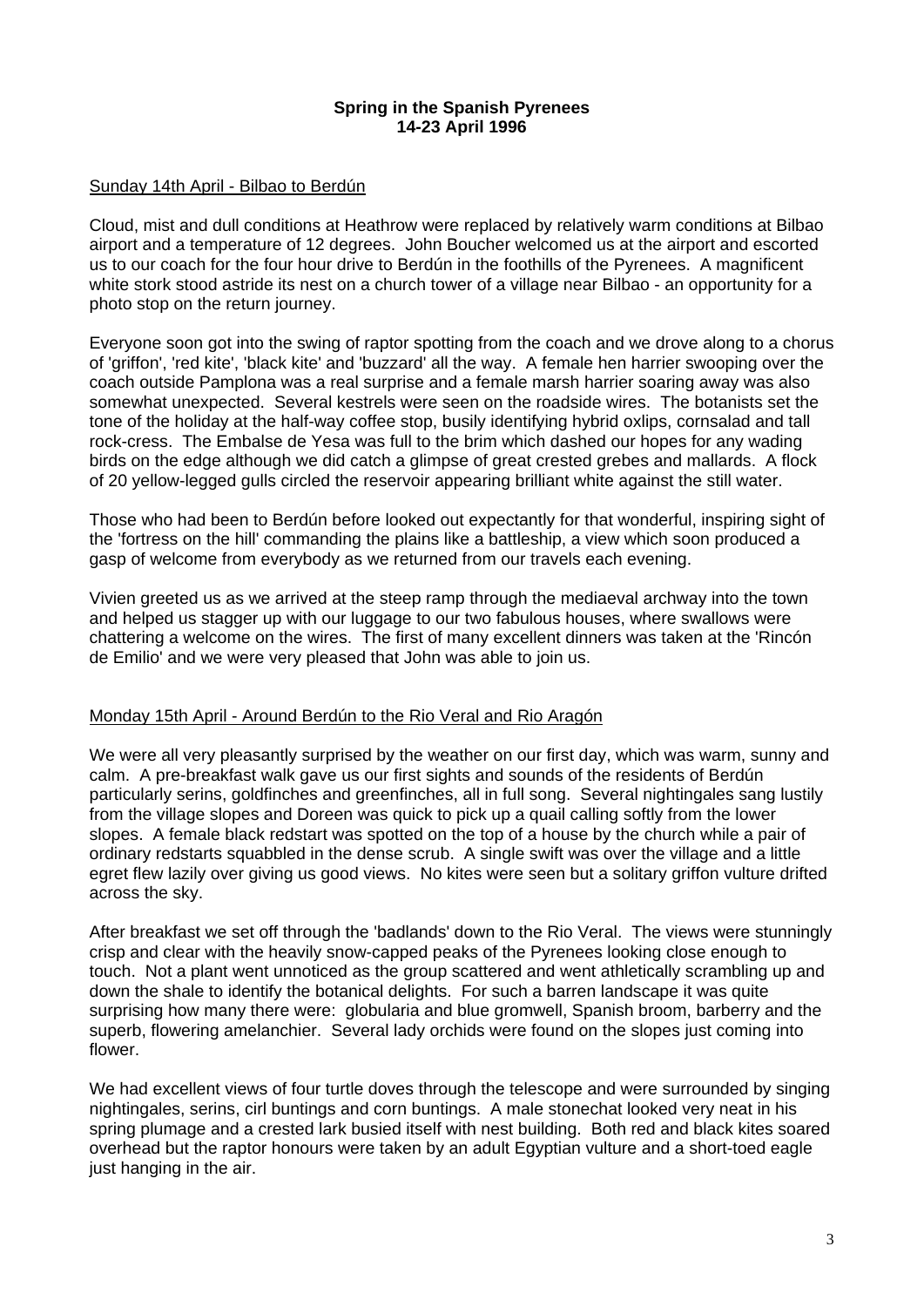**Spring in the Spanish Pyrenees**
**14-23 April 1996**

Sunday 14th April - Bilbao to Berdún

Cloud, mist and dull conditions at Heathrow were replaced by relatively warm conditions at Bilbao airport and a temperature of 12 degrees. John Boucher welcomed us at the airport and escorted us to our coach for the four hour drive to Berdún in the foothills of the Pyrenees. A magnificent white stork stood astride its nest on a church tower of a village near Bilbao - an opportunity for a photo stop on the return journey.

Everyone soon got into the swing of raptor spotting from the coach and we drove along to a chorus of 'griffon', 'red kite', 'black kite' and 'buzzard' all the way. A female hen harrier swooping over the coach outside Pamplona was a real surprise and a female marsh harrier soaring away was also somewhat unexpected. Several kestrels were seen on the roadside wires. The botanists set the tone of the holiday at the half-way coffee stop, busily identifying hybrid oxlips, cornsalad and tall rock-cress. The Embalse de Yesa was full to the brim which dashed our hopes for any wading birds on the edge although we did catch a glimpse of great crested grebes and mallards. A flock of 20 yellow-legged gulls circled the reservoir appearing brilliant white against the still water.

Those who had been to Berdún before looked out expectantly for that wonderful, inspiring sight of the 'fortress on the hill' commanding the plains like a battleship, a view which soon produced a gasp of welcome from everybody as we returned from our travels each evening.

Vivien greeted us as we arrived at the steep ramp through the mediaeval archway into the town and helped us stagger up with our luggage to our two fabulous houses, where swallows were chattering a welcome on the wires. The first of many excellent dinners was taken at the 'Rincón de Emilio' and we were very pleased that John was able to join us.

Monday 15th April - Around Berdún to the Rio Veral and Rio Aragón

We were all very pleasantly surprised by the weather on our first day, which was warm, sunny and calm. A pre-breakfast walk gave us our first sights and sounds of the residents of Berdún particularly serins, goldfinches and greenfinches, all in full song. Several nightingales sang lustily from the village slopes and Doreen was quick to pick up a quail calling softly from the lower slopes. A female black redstart was spotted on the top of a house by the church while a pair of ordinary redstarts squabbled in the dense scrub. A single swift was over the village and a little egret flew lazily over giving us good views. No kites were seen but a solitary griffon vulture drifted across the sky.

After breakfast we set off through the 'badlands' down to the Rio Veral. The views were stunningly crisp and clear with the heavily snow-capped peaks of the Pyrenees looking close enough to touch. Not a plant went unnoticed as the group scattered and went athletically scrambling up and down the shale to identify the botanical delights. For such a barren landscape it was quite surprising how many there were: globularia and blue gromwell, Spanish broom, barberry and the superb, flowering amelanchier. Several lady orchids were found on the slopes just coming into flower.

We had excellent views of four turtle doves through the telescope and were surrounded by singing nightingales, serins, cirl buntings and corn buntings. A male stonechat looked very neat in his spring plumage and a crested lark busied itself with nest building. Both red and black kites soared overhead but the raptor honours were taken by an adult Egyptian vulture and a short-toed eagle just hanging in the air.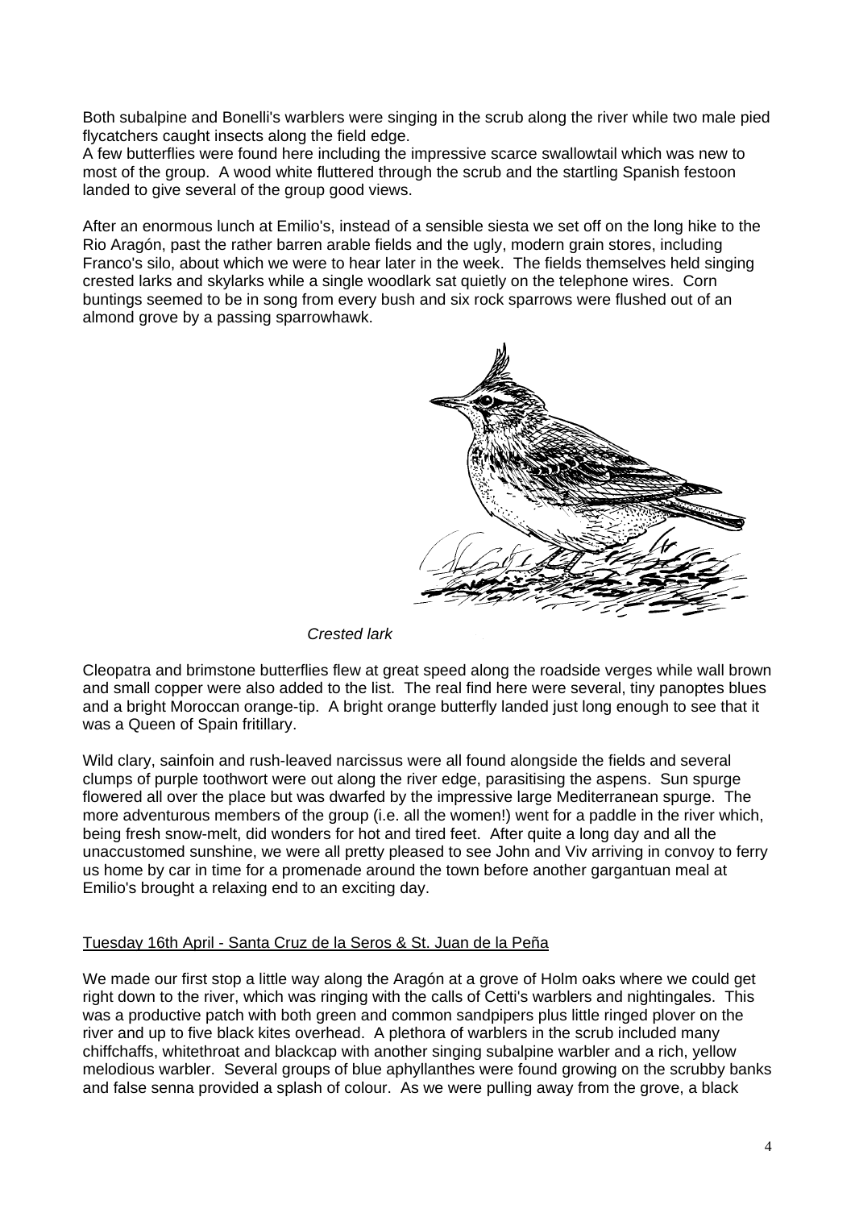Both subalpine and Bonelli's warblers were singing in the scrub along the river while two male pied flycatchers caught insects along the field edge.
A few butterflies were found here including the impressive scarce swallowtail which was new to most of the group. A wood white fluttered through the scrub and the startling Spanish festoon landed to give several of the group good views.

After an enormous lunch at Emilio's, instead of a sensible siesta we set off on the long hike to the Rio Aragón, past the rather barren arable fields and the ugly, modern grain stores, including Franco's silo, about which we were to hear later in the week. The fields themselves held singing crested larks and skylarks while a single woodlark sat quietly on the telephone wires. Corn buntings seemed to be in song from every bush and six rock sparrows were flushed out of an almond grove by a passing sparrowhawk.

*Crested lark*

Cleopatra and brimstone butterflies flew at great speed along the roadside verges while wall brown and small copper were also added to the list. The real find here were several, tiny panoptes blues and a bright Moroccan orange-tip. A bright orange butterfly landed just long enough to see that it was a Queen of Spain fritillary.

Wild clary, sainfoin and rush-leaved narcissus were all found alongside the fields and several clumps of purple toothwort were out along the river edge, parasitising the aspens. Sun spurge flowered all over the place but was dwarfed by the impressive large Mediterranean spurge. The more adventurous members of the group (i.e. all the women!) went for a paddle in the river which, being fresh snow-melt, did wonders for hot and tired feet. After quite a long day and all the unaccustomed sunshine, we were all pretty pleased to see John and Viv arriving in convoy to ferry us home by car in time for a promenade around the town before another gargantuan meal at Emilio's brought a relaxing end to an exciting day.

## Tuesday 16th April - Santa Cruz de la Seros & St. Juan de la Peña

We made our first stop a little way along the Aragón at a grove of Holm oaks where we could get right down to the river, which was ringing with the calls of Cetti's warblers and nightingales. This was a productive patch with both green and common sandpipers plus little ringed plover on the river and up to five black kites overhead. A plethora of warblers in the scrub included many chiffchaffs, whitethroat and blackcap with another singing subalpine warbler and a rich, yellow melodious warbler. Several groups of blue aphyllanthes were found growing on the scrubby banks and false senna provided a splash of colour. As we were pulling away from the grove, a black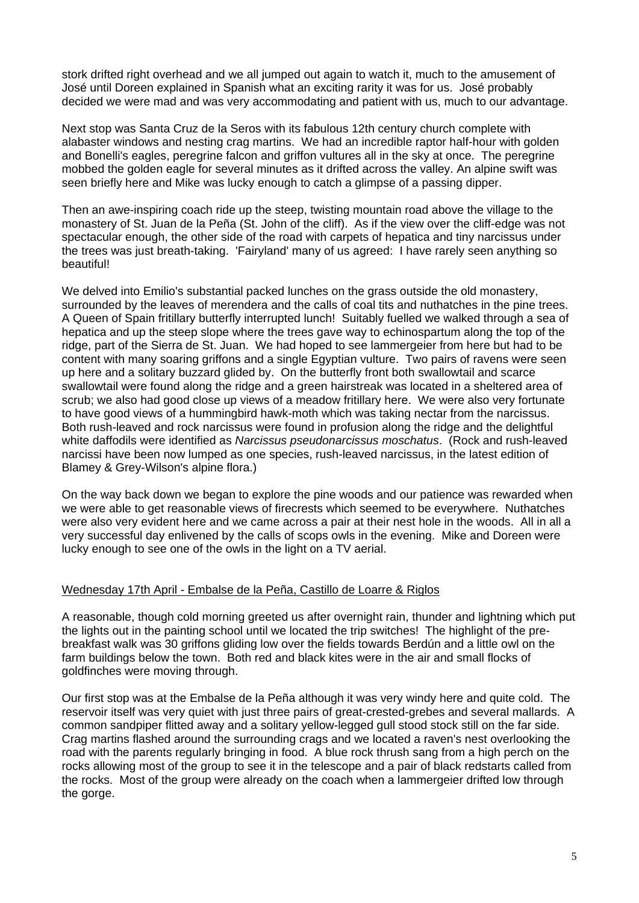stork drifted right overhead and we all jumped out again to watch it, much to the amusement of José until Doreen explained in Spanish what an exciting rarity it was for us. José probably decided we were mad and was very accommodating and patient with us, much to our advantage.

Next stop was Santa Cruz de la Seros with its fabulous 12th century church complete with alabaster windows and nesting crag martins. We had an incredible raptor half-hour with golden and Bonelli's eagles, peregrine falcon and griffon vultures all in the sky at once. The peregrine mobbed the golden eagle for several minutes as it drifted across the valley. An alpine swift was seen briefly here and Mike was lucky enough to catch a glimpse of a passing dipper.

Then an awe-inspiring coach ride up the steep, twisting mountain road above the village to the monastery of St. Juan de la Peña (St. John of the cliff). As if the view over the cliff-edge was not spectacular enough, the other side of the road with carpets of hepatica and tiny narcissus under the trees was just breath-taking. 'Fairyland' many of us agreed: I have rarely seen anything so beautiful!

We delved into Emilio's substantial packed lunches on the grass outside the old monastery, surrounded by the leaves of merendera and the calls of coal tits and nuthatches in the pine trees. A Queen of Spain fritillary butterfly interrupted lunch! Suitably fuelled we walked through a sea of hepatica and up the steep slope where the trees gave way to echinospartum along the top of the ridge, part of the Sierra de St. Juan. We had hoped to see lammergeier from here but had to be content with many soaring griffons and a single Egyptian vulture. Two pairs of ravens were seen up here and a solitary buzzard glided by. On the butterfly front both swallowtail and scarce swallowtail were found along the ridge and a green hairstreak was located in a sheltered area of scrub; we also had good close up views of a meadow fritillary here. We were also very fortunate to have good views of a hummingbird hawk-moth which was taking nectar from the narcissus. Both rush-leaved and rock narcissus were found in profusion along the ridge and the delightful white daffodils were identified as *Narcissus pseudonarcissus moschatus*. (Rock and rush-leaved narcissi have been now lumped as one species, rush-leaved narcissus, in the latest edition of Blamey & Grey-Wilson's alpine flora.)

On the way back down we began to explore the pine woods and our patience was rewarded when we were able to get reasonable views of firecrests which seemed to be everywhere. Nuthatches were also very evident here and we came across a pair at their nest hole in the woods. All in all a very successful day enlivened by the calls of scops owls in the evening. Mike and Doreen were lucky enough to see one of the owls in the light on a TV aerial.

<u>Wednesday 17th April - Embalse de la Peña, Castillo de Loarre & Riglos</u>

A reasonable, though cold morning greeted us after overnight rain, thunder and lightning which put the lights out in the painting school until we located the trip switches! The highlight of the pre-breakfast walk was 30 griffons gliding low over the fields towards Berdún and a little owl on the farm buildings below the town. Both red and black kites were in the air and small flocks of goldfinches were moving through.

Our first stop was at the Embalse de la Peña although it was very windy here and quite cold. The reservoir itself was very quiet with just three pairs of great-crested-grebes and several mallards. A common sandpiper flitted away and a solitary yellow-legged gull stood stock still on the far side. Crag martins flashed around the surrounding crags and we located a raven's nest overlooking the road with the parents regularly bringing in food. A blue rock thrush sang from a high perch on the rocks allowing most of the group to see it in the telescope and a pair of black redstarts called from the rocks. Most of the group were already on the coach when a lammergeier drifted low through the gorge.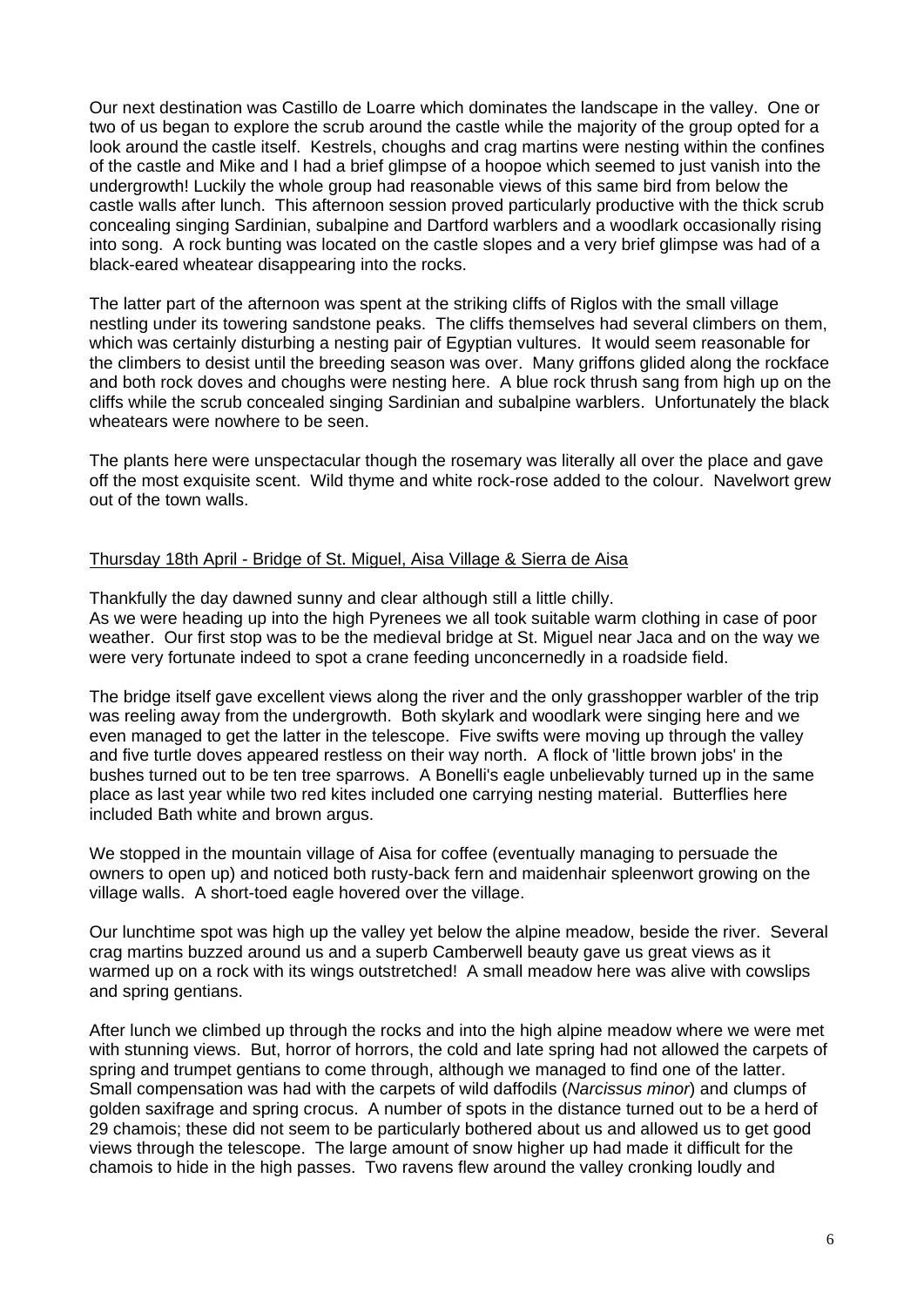Our next destination was Castillo de Loarre which dominates the landscape in the valley. One or two of us began to explore the scrub around the castle while the majority of the group opted for a look around the castle itself. Kestrels, choughs and crag martins were nesting within the confines of the castle and Mike and I had a brief glimpse of a hoopoe which seemed to just vanish into the undergrowth! Luckily the whole group had reasonable views of this same bird from below the castle walls after lunch. This afternoon session proved particularly productive with the thick scrub concealing singing Sardinian, subalpine and Dartford warblers and a woodlark occasionally rising into song. A rock bunting was located on the castle slopes and a very brief glimpse was had of a black-eared wheatear disappearing into the rocks.

The latter part of the afternoon was spent at the striking cliffs of Riglos with the small village nestling under its towering sandstone peaks. The cliffs themselves had several climbers on them, which was certainly disturbing a nesting pair of Egyptian vultures. It would seem reasonable for the climbers to desist until the breeding season was over. Many griffons glided along the rockface and both rock doves and choughs were nesting here. A blue rock thrush sang from high up on the cliffs while the scrub concealed singing Sardinian and subalpine warblers. Unfortunately the black wheatears were nowhere to be seen.

The plants here were unspectacular though the rosemary was literally all over the place and gave off the most exquisite scent. Wild thyme and white rock-rose added to the colour. Navelwort grew out of the town walls.

Thursday 18th April - Bridge of St. Miguel, Aisa Village & Sierra de Aisa

Thankfully the day dawned sunny and clear although still a little chilly.
As we were heading up into the high Pyrenees we all took suitable warm clothing in case of poor weather. Our first stop was to be the medieval bridge at St. Miguel near Jaca and on the way we were very fortunate indeed to spot a crane feeding unconcernedly in a roadside field.

The bridge itself gave excellent views along the river and the only grasshopper warbler of the trip was reeling away from the undergrowth. Both skylark and woodlark were singing here and we even managed to get the latter in the telescope. Five swifts were moving up through the valley and five turtle doves appeared restless on their way north. A flock of 'little brown jobs' in the bushes turned out to be ten tree sparrows. A Bonelli's eagle unbelievably turned up in the same place as last year while two red kites included one carrying nesting material. Butterflies here included Bath white and brown argus.

We stopped in the mountain village of Aisa for coffee (eventually managing to persuade the owners to open up) and noticed both rusty-back fern and maidenhair spleenwort growing on the village walls. A short-toed eagle hovered over the village.

Our lunchtime spot was high up the valley yet below the alpine meadow, beside the river. Several crag martins buzzed around us and a superb Camberwell beauty gave us great views as it warmed up on a rock with its wings outstretched! A small meadow here was alive with cowslips and spring gentians.

After lunch we climbed up through the rocks and into the high alpine meadow where we were met with stunning views. But, horror of horrors, the cold and late spring had not allowed the carpets of spring and trumpet gentians to come through, although we managed to find one of the latter. Small compensation was had with the carpets of wild daffodils (*Narcissus minor*) and clumps of golden saxifrage and spring crocus. A number of spots in the distance turned out to be a herd of 29 chamois; these did not seem to be particularly bothered about us and allowed us to get good views through the telescope. The large amount of snow higher up had made it difficult for the chamois to hide in the high passes. Two ravens flew around the valley cronking loudly and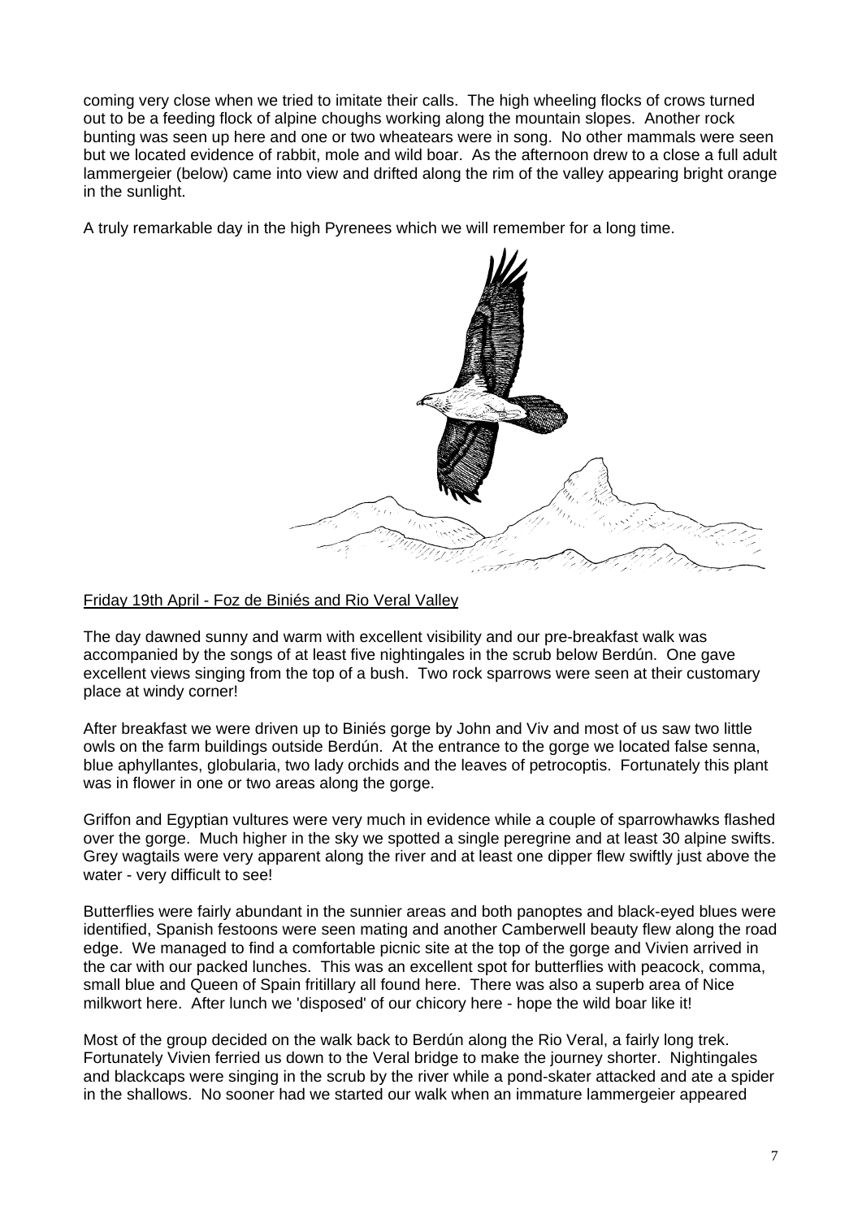coming very close when we tried to imitate their calls. The high wheeling flocks of crows turned out to be a feeding flock of alpine choughs working along the mountain slopes. Another rock bunting was seen up here and one or two wheatears were in song. No other mammals were seen but we located evidence of rabbit, mole and wild boar. As the afternoon drew to a close a full adult lammergeier (below) came into view and drifted along the rim of the valley appearing bright orange in the sunlight.

A truly remarkable day in the high Pyrenees which we will remember for a long time.

Friday 19th April - Foz de Biniés and Rio Veral Valley

The day dawned sunny and warm with excellent visibility and our pre-breakfast walk was accompanied by the songs of at least five nightingales in the scrub below Berdún. One gave excellent views singing from the top of a bush. Two rock sparrows were seen at their customary place at windy corner!

After breakfast we were driven up to Biniés gorge by John and Viv and most of us saw two little owls on the farm buildings outside Berdún. At the entrance to the gorge we located false senna, blue aphyllantes, globularia, two lady orchids and the leaves of petrocoptis. Fortunately this plant was in flower in one or two areas along the gorge.

Griffon and Egyptian vultures were very much in evidence while a couple of sparrowhawks flashed over the gorge. Much higher in the sky we spotted a single peregrine and at least 30 alpine swifts. Grey wagtails were very apparent along the river and at least one dipper flew swiftly just above the water - very difficult to see!

Butterflies were fairly abundant in the sunnier areas and both panoptes and black-eyed blues were identified, Spanish festoons were seen mating and another Camberwell beauty flew along the road edge. We managed to find a comfortable picnic site at the top of the gorge and Vivien arrived in the car with our packed lunches. This was an excellent spot for butterflies with peacock, comma, small blue and Queen of Spain fritillary all found here. There was also a superb area of Nice milkwort here. After lunch we 'disposed' of our chicory here - hope the wild boar like it!

Most of the group decided on the walk back to Berdún along the Rio Veral, a fairly long trek. Fortunately Vivien ferried us down to the Veral bridge to make the journey shorter. Nightingales and blackcaps were singing in the scrub by the river while a pond-skater attacked and ate a spider in the shallows. No sooner had we started our walk when an immature lammergeier appeared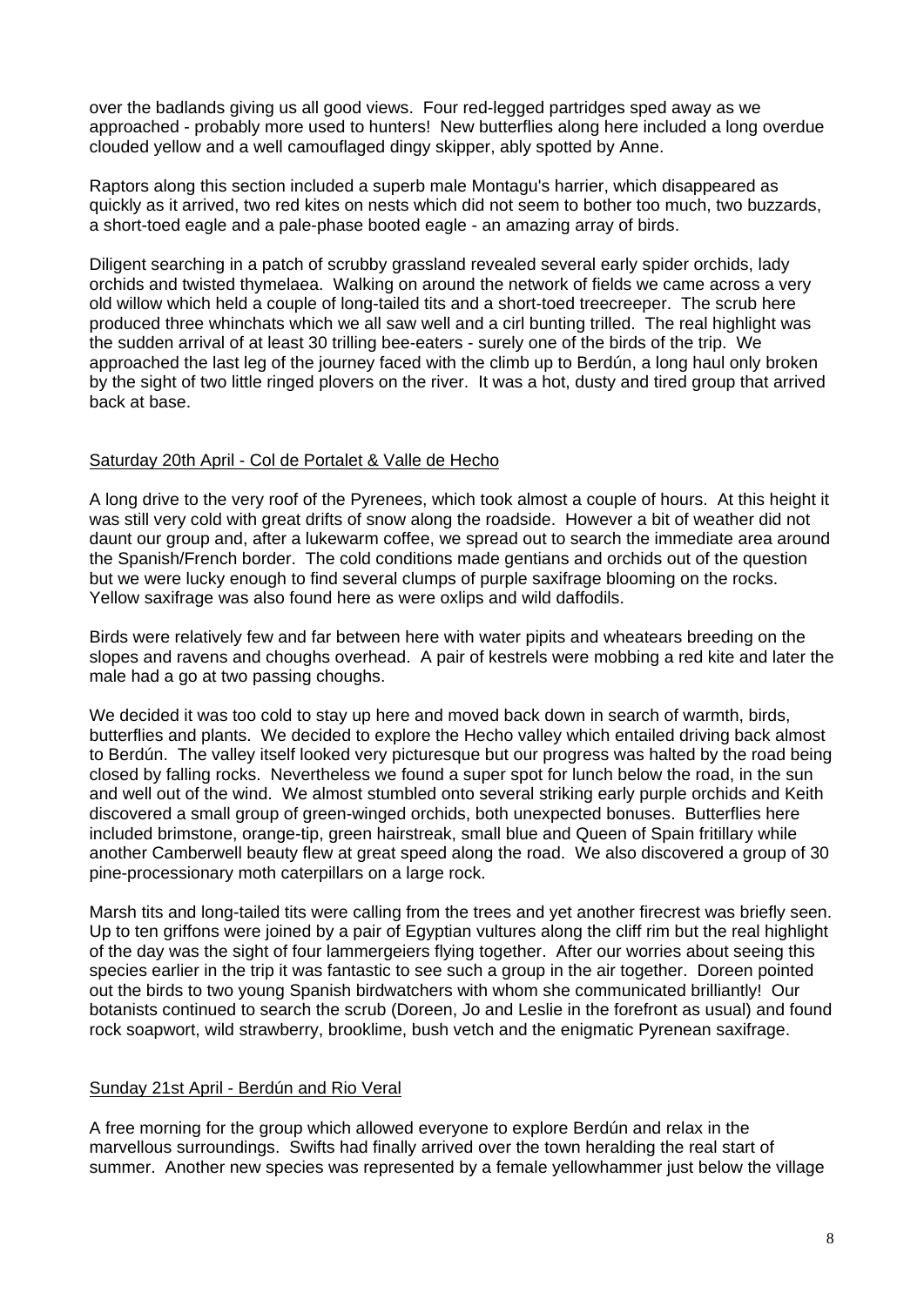over the badlands giving us all good views. Four red-legged partridges sped away as we approached - probably more used to hunters! New butterflies along here included a long overdue clouded yellow and a well camouflaged dingy skipper, ably spotted by Anne.

Raptors along this section included a superb male Montagu's harrier, which disappeared as quickly as it arrived, two red kites on nests which did not seem to bother too much, two buzzards, a short-toed eagle and a pale-phase booted eagle - an amazing array of birds.

Diligent searching in a patch of scrubby grassland revealed several early spider orchids, lady orchids and twisted thymelaea. Walking on around the network of fields we came across a very old willow which held a couple of long-tailed tits and a short-toed treecreeper. The scrub here produced three whinchats which we all saw well and a cirl bunting trilled. The real highlight was the sudden arrival of at least 30 trilling bee-eaters - surely one of the birds of the trip. We approached the last leg of the journey faced with the climb up to Berdún, a long haul only broken by the sight of two little ringed plovers on the river. It was a hot, dusty and tired group that arrived back at base.

## Saturday 20th April - Col de Portalet & Valle de Hecho

A long drive to the very roof of the Pyrenees, which took almost a couple of hours. At this height it was still very cold with great drifts of snow along the roadside. However a bit of weather did not daunt our group and, after a lukewarm coffee, we spread out to search the immediate area around the Spanish/French border. The cold conditions made gentians and orchids out of the question but we were lucky enough to find several clumps of purple saxifrage blooming on the rocks. Yellow saxifrage was also found here as were oxlips and wild daffodils.

Birds were relatively few and far between here with water pipits and wheatears breeding on the slopes and ravens and choughs overhead. A pair of kestrels were mobbing a red kite and later the male had a go at two passing choughs.

We decided it was too cold to stay up here and moved back down in search of warmth, birds, butterflies and plants. We decided to explore the Hecho valley which entailed driving back almost to Berdún. The valley itself looked very picturesque but our progress was halted by the road being closed by falling rocks. Nevertheless we found a super spot for lunch below the road, in the sun and well out of the wind. We almost stumbled onto several striking early purple orchids and Keith discovered a small group of green-winged orchids, both unexpected bonuses. Butterflies here included brimstone, orange-tip, green hairstreak, small blue and Queen of Spain fritillary while another Camberwell beauty flew at great speed along the road. We also discovered a group of 30 pine-processionary moth caterpillars on a large rock.

Marsh tits and long-tailed tits were calling from the trees and yet another firecrest was briefly seen. Up to ten griffons were joined by a pair of Egyptian vultures along the cliff rim but the real highlight of the day was the sight of four lammergeiers flying together. After our worries about seeing this species earlier in the trip it was fantastic to see such a group in the air together. Doreen pointed out the birds to two young Spanish birdwatchers with whom she communicated brilliantly! Our botanists continued to search the scrub (Doreen, Jo and Leslie in the forefront as usual) and found rock soapwort, wild strawberry, brooklime, bush vetch and the enigmatic Pyrenean saxifrage.

## Sunday 21st April - Berdún and Rio Veral

A free morning for the group which allowed everyone to explore Berdún and relax in the marvellous surroundings. Swifts had finally arrived over the town heralding the real start of summer. Another new species was represented by a female yellowhammer just below the village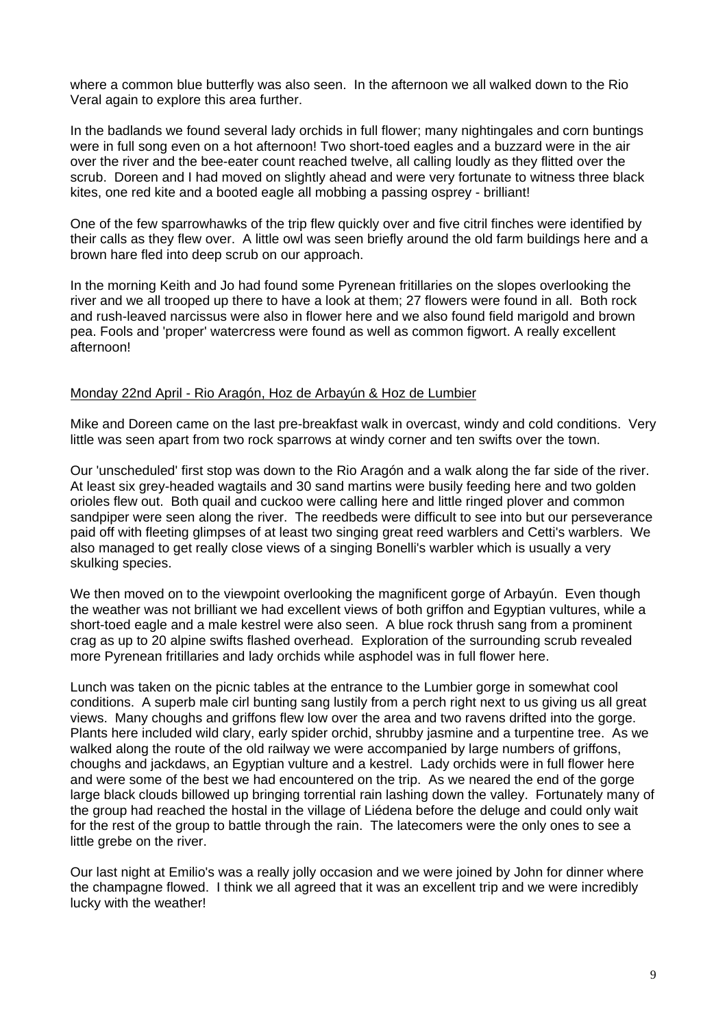where a common blue butterfly was also seen. In the afternoon we all walked down to the Rio Veral again to explore this area further.

In the badlands we found several lady orchids in full flower; many nightingales and corn buntings were in full song even on a hot afternoon! Two short-toed eagles and a buzzard were in the air over the river and the bee-eater count reached twelve, all calling loudly as they flitted over the scrub. Doreen and I had moved on slightly ahead and were very fortunate to witness three black kites, one red kite and a booted eagle all mobbing a passing osprey - brilliant!

One of the few sparrowhawks of the trip flew quickly over and five citril finches were identified by their calls as they flew over. A little owl was seen briefly around the old farm buildings here and a brown hare fled into deep scrub on our approach.

In the morning Keith and Jo had found some Pyrenean fritillaries on the slopes overlooking the river and we all trooped up there to have a look at them; 27 flowers were found in all. Both rock and rush-leaved narcissus were also in flower here and we also found field marigold and brown pea. Fools and 'proper' watercress were found as well as common figwort. A really excellent afternoon!

## Monday 22nd April - Rio Aragón, Hoz de Arbayún & Hoz de Lumbier

Mike and Doreen came on the last pre-breakfast walk in overcast, windy and cold conditions. Very little was seen apart from two rock sparrows at windy corner and ten swifts over the town.

Our 'unscheduled' first stop was down to the Rio Aragón and a walk along the far side of the river. At least six grey-headed wagtails and 30 sand martins were busily feeding here and two golden orioles flew out. Both quail and cuckoo were calling here and little ringed plover and common sandpiper were seen along the river. The reedbeds were difficult to see into but our perseverance paid off with fleeting glimpses of at least two singing great reed warblers and Cetti's warblers. We also managed to get really close views of a singing Bonelli's warbler which is usually a very skulking species.

We then moved on to the viewpoint overlooking the magnificent gorge of Arbayún. Even though the weather was not brilliant we had excellent views of both griffon and Egyptian vultures, while a short-toed eagle and a male kestrel were also seen. A blue rock thrush sang from a prominent crag as up to 20 alpine swifts flashed overhead. Exploration of the surrounding scrub revealed more Pyrenean fritillaries and lady orchids while asphodel was in full flower here.

Lunch was taken on the picnic tables at the entrance to the Lumbier gorge in somewhat cool conditions. A superb male cirl bunting sang lustily from a perch right next to us giving us all great views. Many choughs and griffons flew low over the area and two ravens drifted into the gorge. Plants here included wild clary, early spider orchid, shrubby jasmine and a turpentine tree. As we walked along the route of the old railway we were accompanied by large numbers of griffons, choughs and jackdaws, an Egyptian vulture and a kestrel. Lady orchids were in full flower here and were some of the best we had encountered on the trip. As we neared the end of the gorge large black clouds billowed up bringing torrential rain lashing down the valley. Fortunately many of the group had reached the hostal in the village of Liédena before the deluge and could only wait for the rest of the group to battle through the rain. The latecomers were the only ones to see a little grebe on the river.

Our last night at Emilio's was a really jolly occasion and we were joined by John for dinner where the champagne flowed. I think we all agreed that it was an excellent trip and we were incredibly lucky with the weather!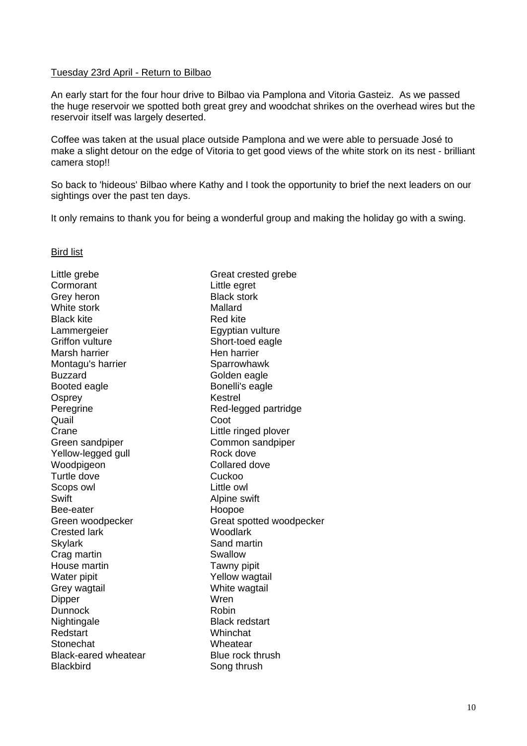Tuesday 23rd April - Return to Bilbao

An early start for the four hour drive to Bilbao via Pamplona and Vitoria Gasteiz. As we passed the huge reservoir we spotted both great grey and woodchat shrikes on the overhead wires but the reservoir itself was largely deserted.

Coffee was taken at the usual place outside Pamplona and we were able to persuade José to make a slight detour on the edge of Vitoria to get good views of the white stork on its nest - brilliant camera stop!!

So back to 'hideous' Bilbao where Kathy and I took the opportunity to brief the next leaders on our sightings over the past ten days.

It only remains to thank you for being a wonderful group and making the holiday go with a swing.

Bird list

Little grebe
Great crested grebe
Cormorant
Little egret
Grey heron
Black stork
White stork
Mallard
Black kite
Red kite
Lammergeier
Egyptian vulture
Griffon vulture
Short-toed eagle
Marsh harrier
Hen harrier
Montagu's harrier
Sparrowhawk
Buzzard
Golden eagle
Booted eagle
Bonelli's eagle
Osprey
Kestrel
Peregrine
Red-legged partridge
Quail
Coot
Crane
Little ringed plover
Green sandpiper
Common sandpiper
Yellow-legged gull
Rock dove
Woodpigeon
Collared dove
Turtle dove
Cuckoo
Scops owl
Little owl
Swift
Alpine swift
Bee-eater
Hoopoe
Green woodpecker
Great spotted woodpecker
Crested lark
Woodlark
Skylark
Sand martin
Crag martin
Swallow
House martin
Tawny pipit
Water pipit
Yellow wagtail
Grey wagtail
White wagtail
Dipper
Wren
Dunnock
Robin
Nightingale
Black redstart
Redstart
Whinchat
Stonechat
Wheatear
Black-eared wheatear
Blue rock thrush
Blackbird
Song thrush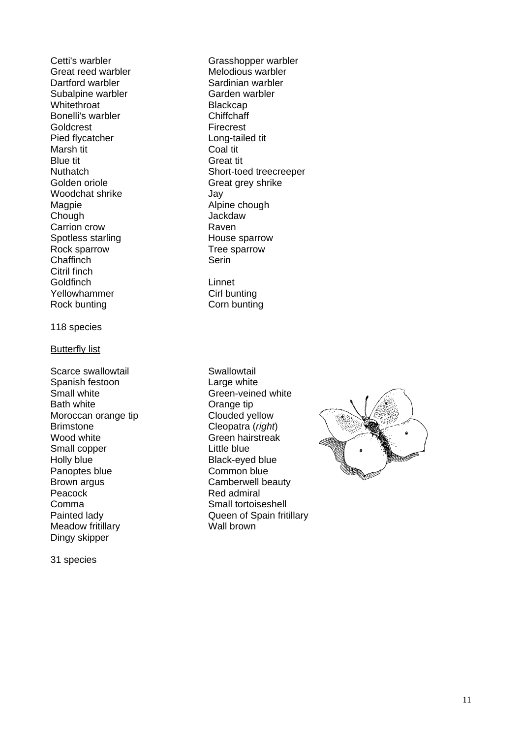Cetti's warbler
Grasshopper warbler
Great reed warbler
Melodious warbler
Dartford warbler
Sardinian warbler
Subalpine warbler
Garden warbler
Whitethroat
Blackcap
Bonelli's warbler
Chiffchaff
Goldcrest
Firecrest
Pied flycatcher
Long-tailed tit
Marsh tit
Coal tit
Blue tit
Great tit
Nuthatch
Short-toed treecreeper
Golden oriole
Great grey shrike
Woodchat shrike
Jay
Magpie
Alpine chough
Chough
Jackdaw
Carrion crow
Raven
Spotless starling
House sparrow
Rock sparrow
Tree sparrow
Chaffinch
Serin
Citril finch
Goldfinch
Linnet
Yellowhammer
Cirl bunting
Rock bunting
Corn bunting

118 species

<u>Butterfly list</u>

Scarce swallowtail
Swallowtail
Spanish festoon
Large white
Small white
Green-veined white
Bath white
Orange tip
Moroccan orange tip
Clouded yellow
Brimstone
Cleopatra (*right*)
Wood white
Green hairstreak
Small copper
Little blue
Holly blue
Black-eyed blue
Panoptes blue
Common blue
Brown argus
Camberwell beauty
Peacock
Red admiral
Comma
Small tortoiseshell
Painted lady
Queen of Spain fritillary
Meadow fritillary
Wall brown
Dingy skipper

31 species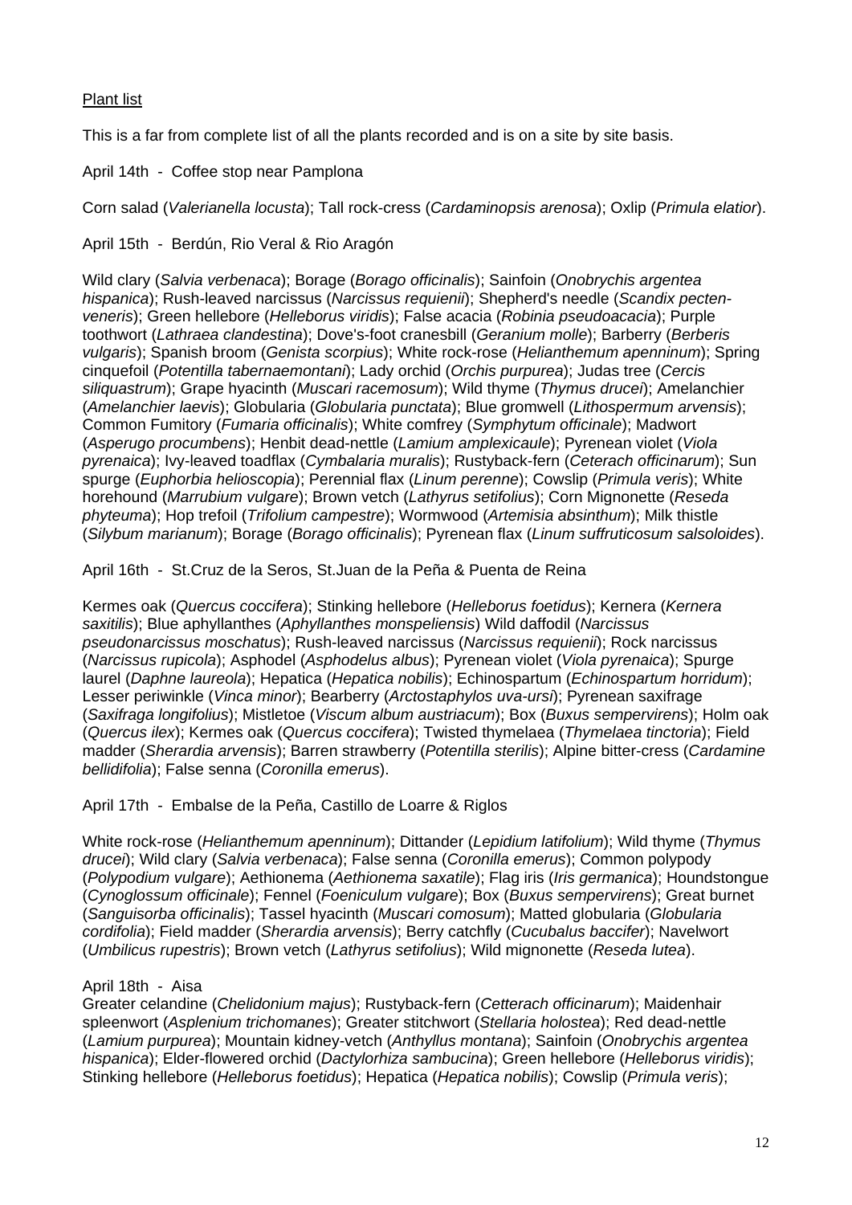Plant list

This is a far from complete list of all the plants recorded and is on a site by site basis.

April 14th - Coffee stop near Pamplona

Corn salad (*Valerianella locusta*); Tall rock-cress (*Cardaminopsis arenosa*); Oxlip (*Primula elatior*).

April 15th - Berdún, Rio Veral & Rio Aragón

Wild clary (*Salvia verbenaca*); Borage (*Borago officinalis*); Sainfoin (*Onobrychis argentea hispanica*); Rush-leaved narcissus (*Narcissus requienii*); Shepherd's needle (*Scandix pecten-veneris*); Green hellebore (*Helleborus viridis*); False acacia (*Robinia pseudoacacia*); Purple toothwort (*Lathraea clandestina*); Dove's-foot cranesbill (*Geranium molle*); Barberry (*Berberis vulgaris*); Spanish broom (*Genista scorpius*); White rock-rose (*Helianthemum apenninum*); Spring cinquefoil (*Potentilla tabernaemontani*); Lady orchid (*Orchis purpurea*); Judas tree (*Cercis siliquastrum*); Grape hyacinth (*Muscari racemosum*); Wild thyme (*Thymus drucei*); Amelanchier (*Amelanchier laevis*); Globularia (*Globularia punctata*); Blue gromwell (*Lithospermum arvensis*); Common Fumitory (*Fumaria officinalis*); White comfrey (*Symphytum officinale*); Madwort (*Asperugo procumbens*); Henbit dead-nettle (*Lamium amplexicaule*); Pyrenean violet (*Viola pyrenaica*); Ivy-leaved toadflax (*Cymbalaria muralis*); Rustyback-fern (*Ceterach officinarum*); Sun spurge (*Euphorbia helioscopia*); Perennial flax (*Linum perenne*); Cowslip (*Primula veris*); White horehound (*Marrubium vulgare*); Brown vetch (*Lathyrus setifolius*); Corn Mignonette (*Reseda phyteuma*); Hop trefoil (*Trifolium campestre*); Wormwood (*Artemisia absinthum*); Milk thistle (*Silybum marianum*); Borage (*Borago officinalis*); Pyrenean flax (*Linum suffruticosum salsoloides*).

April 16th - St.Cruz de la Seros, St.Juan de la Peña & Puenta de Reina

Kermes oak (*Quercus coccifera*); Stinking hellebore (*Helleborus foetidus*); Kernera (*Kernera saxitilis*); Blue aphyllanthes (*Aphyllanthes monspeliensis*) Wild daffodil (*Narcissus pseudonarcissus moschatus*); Rush-leaved narcissus (*Narcissus requienii*); Rock narcissus (*Narcissus rupicola*); Asphodel (*Asphodelus albus*); Pyrenean violet (*Viola pyrenaica*); Spurge laurel (*Daphne laureola*); Hepatica (*Hepatica nobilis*); Echinospartum (*Echinospartum horridum*); Lesser periwinkle (*Vinca minor*); Bearberry (*Arctostaphylos uva-ursi*); Pyrenean saxifrage (*Saxifraga longifolius*); Mistletoe (*Viscum album austriacum*); Box (*Buxus sempervirens*); Holm oak (*Quercus ilex*); Kermes oak (*Quercus coccifera*); Twisted thymelaea (*Thymelaea tinctoria*); Field madder (*Sherardia arvensis*); Barren strawberry (*Potentilla sterilis*); Alpine bitter-cress (*Cardamine bellidifolia*); False senna (*Coronilla emerus*).

April 17th - Embalse de la Peña, Castillo de Loarre & Riglos

White rock-rose (*Helianthemum apenninum*); Dittander (*Lepidium latifolium*); Wild thyme (*Thymus drucei*); Wild clary (*Salvia verbenaca*); False senna (*Coronilla emerus*); Common polypody (*Polypodium vulgare*); Aethionema (*Aethionema saxatile*); Flag iris (*Iris germanica*); Houndstongue (*Cynoglossum officinale*); Fennel (*Foeniculum vulgare*); Box (*Buxus sempervirens*); Great burnet (*Sanguisorba officinalis*); Tassel hyacinth (*Muscari comosum*); Matted globularia (*Globularia cordifolia*); Field madder (*Sherardia arvensis*); Berry catchfly (*Cucubalus baccifer*); Navelwort (*Umbilicus rupestris*); Brown vetch (*Lathyrus setifolius*); Wild mignonette (*Reseda lutea*).

April 18th - Aisa

Greater celandine (*Chelidonium majus*); Rustyback-fern (*Cetterach officinarum*); Maidenhair spleenwort (*Asplenium trichomanes*); Greater stitchwort (*Stellaria holostea*); Red dead-nettle (*Lamium purpurea*); Mountain kidney-vetch (*Anthyllus montana*); Sainfoin (*Onobrychis argentea hispanica*); Elder-flowered orchid (*Dactylorhiza sambucina*); Green hellebore (*Helleborus viridis*); Stinking hellebore (*Helleborus foetidus*); Hepatica (*Hepatica nobilis*); Cowslip (*Primula veris*);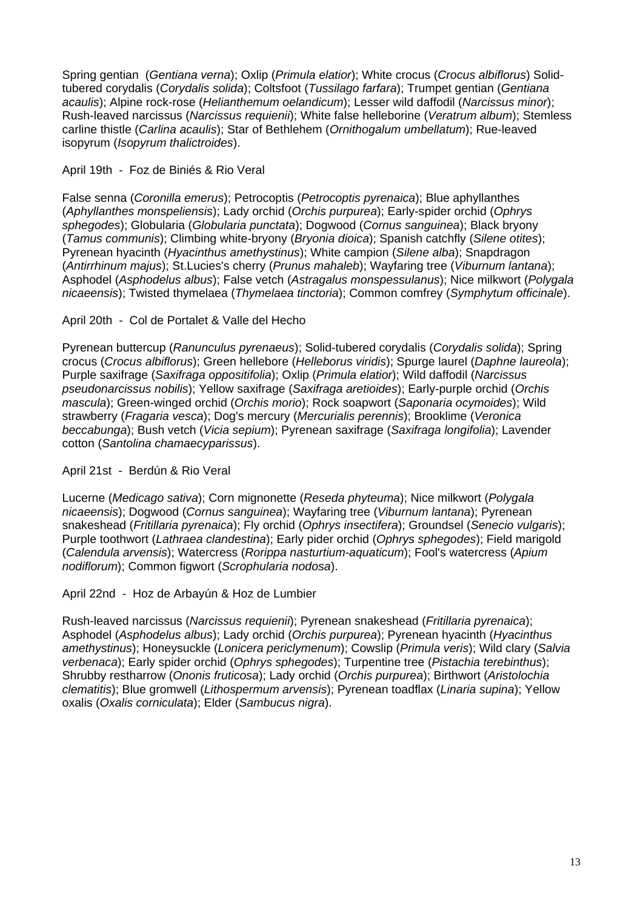Spring gentian (*Gentiana verna*); Oxlip (*Primula elatior*); White crocus (*Crocus albiflorus*) Solid-tubered corydalis (*Corydalis solida*); Coltsfoot (*Tussilago farfara*); Trumpet gentian (*Gentiana acaulis*); Alpine rock-rose (*Helianthemum oelandicum*); Lesser wild daffodil (*Narcissus minor*); Rush-leaved narcissus (*Narcissus requienii*); White false helleborine (*Veratrum album*); Stemless carline thistle (*Carlina acaulis*); Star of Bethlehem (*Ornithogalum umbellatum*); Rue-leaved isopyrum (*Isopyrum thalictroides*).

April 19th - Foz de Biniés & Rio Veral

False senna (*Coronilla emerus*); Petrocoptis (*Petrocoptis pyrenaica*); Blue aphyllanthes (*Aphyllanthes monspeliensis*); Lady orchid (*Orchis purpurea*); Early-spider orchid (*Ophrys sphegodes*); Globularia (*Globularia punctata*); Dogwood (*Cornus sanguinea*); Black bryony (*Tamus communis*); Climbing white-bryony (*Bryonia dioica*); Spanish catchfly (*Silene otites*); Pyrenean hyacinth (*Hyacinthus amethystinus*); White campion (*Silene alba*); Snapdragon (*Antirrhinum majus*); St.Lucies's cherry (*Prunus mahaleb*); Wayfaring tree (*Viburnum lantana*); Asphodel (*Asphodelus albus*); False vetch (*Astragalus monspessulanus*); Nice milkwort (*Polygala nicaeensis*); Twisted thymelaea (*Thymelaea tinctoria*); Common comfrey (*Symphytum officinale*).

April 20th - Col de Portalet & Valle del Hecho

Pyrenean buttercup (*Ranunculus pyrenaeus*); Solid-tubered corydalis (*Corydalis solida*); Spring crocus (*Crocus albiflorus*); Green hellebore (*Helleborus viridis*); Spurge laurel (*Daphne laureola*); Purple saxifrage (*Saxifraga oppositifolia*); Oxlip (*Primula elatior*); Wild daffodil (*Narcissus pseudonarcissus nobilis*); Yellow saxifrage (*Saxifraga aretioides*); Early-purple orchid (*Orchis mascula*); Green-winged orchid (*Orchis morio*); Rock soapwort (*Saponaria ocymoides*); Wild strawberry (*Fragaria vesca*); Dog's mercury (*Mercurialis perennis*); Brooklime (*Veronica beccabunga*); Bush vetch (*Vicia sepium*); Pyrenean saxifrage (*Saxifraga longifolia*); Lavender cotton (*Santolina chamaecyparissus*).

April 21st - Berdún & Rio Veral

Lucerne (*Medicago sativa*); Corn mignonette (*Reseda phyteuma*); Nice milkwort (*Polygala nicaeensis*); Dogwood (*Cornus sanguinea*); Wayfaring tree (*Viburnum lantana*); Pyrenean snakeshead (*Fritillaria pyrenaica*); Fly orchid (*Ophrys insectifera*); Groundsel (*Senecio vulgaris*); Purple toothwort (*Lathraea clandestina*); Early pider orchid (*Ophrys sphegodes*); Field marigold (*Calendula arvensis*); Watercress (*Rorippa nasturtium-aquaticum*); Fool's watercress (*Apium nodiflorum*); Common figwort (*Scrophularia nodosa*).

April 22nd - Hoz de Arbayún & Hoz de Lumbier

Rush-leaved narcissus (*Narcissus requienii*); Pyrenean snakeshead (*Fritillaria pyrenaica*); Asphodel (*Asphodelus albus*); Lady orchid (*Orchis purpurea*); Pyrenean hyacinth (*Hyacinthus amethystinus*); Honeysuckle (*Lonicera periclymenum*); Cowslip (*Primula veris*); Wild clary (*Salvia verbenaca*); Early spider orchid (*Ophrys sphegodes*); Turpentine tree (*Pistachia terebinthus*); Shrubby restharrow (*Ononis fruticosa*); Lady orchid (*Orchis purpurea*); Birthwort (*Aristolochia clematitis*); Blue gromwell (*Lithospermum arvensis*); Pyrenean toadflax (*Linaria supina*); Yellow oxalis (*Oxalis corniculata*); Elder (*Sambucus nigra*).